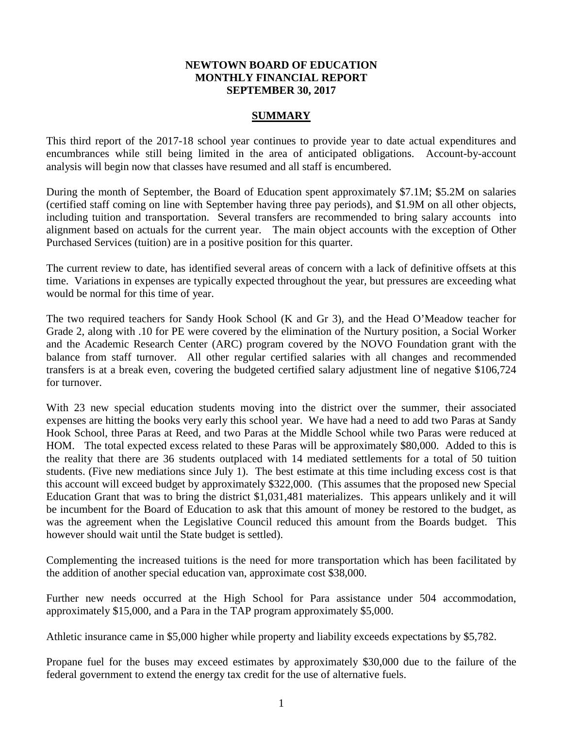**NEWTOWN BOARD OF EDUCATION**
**MONTHLY FINANCIAL REPORT**
**SEPTEMBER 30, 2017**

## SUMMARY

This third report of the 2017-18 school year continues to provide year to date actual expenditures and encumbrances while still being limited in the area of anticipated obligations. Account-by-account analysis will begin now that classes have resumed and all staff is encumbered.

During the month of September, the Board of Education spent approximately $7.1M; $5.2M on salaries (certified staff coming on line with September having three pay periods), and $1.9M on all other objects, including tuition and transportation. Several transfers are recommended to bring salary accounts into alignment based on actuals for the current year. The main object accounts with the exception of Other Purchased Services (tuition) are in a positive position for this quarter.

The current review to date, has identified several areas of concern with a lack of definitive offsets at this time. Variations in expenses are typically expected throughout the year, but pressures are exceeding what would be normal for this time of year.

The two required teachers for Sandy Hook School (K and Gr 3), and the Head O'Meadow teacher for Grade 2, along with .10 for PE were covered by the elimination of the Nurtury position, a Social Worker and the Academic Research Center (ARC) program covered by the NOVO Foundation grant with the balance from staff turnover. All other regular certified salaries with all changes and recommended transfers is at a break even, covering the budgeted certified salary adjustment line of negative $106,724 for turnover.

With 23 new special education students moving into the district over the summer, their associated expenses are hitting the books very early this school year. We have had a need to add two Paras at Sandy Hook School, three Paras at Reed, and two Paras at the Middle School while two Paras were reduced at HOM. The total expected excess related to these Paras will be approximately $80,000. Added to this is the reality that there are 36 students outplaced with 14 mediated settlements for a total of 50 tuition students. (Five new mediations since July 1). The best estimate at this time including excess cost is that this account will exceed budget by approximately $322,000. (This assumes that the proposed new Special Education Grant that was to bring the district $1,031,481 materializes. This appears unlikely and it will be incumbent for the Board of Education to ask that this amount of money be restored to the budget, as was the agreement when the Legislative Council reduced this amount from the Boards budget. This however should wait until the State budget is settled).

Complementing the increased tuitions is the need for more transportation which has been facilitated by the addition of another special education van, approximate cost $38,000.

Further new needs occurred at the High School for Para assistance under 504 accommodation, approximately $15,000, and a Para in the TAP program approximately $5,000.

Athletic insurance came in $5,000 higher while property and liability exceeds expectations by $5,782.

Propane fuel for the buses may exceed estimates by approximately $30,000 due to the failure of the federal government to extend the energy tax credit for the use of alternative fuels.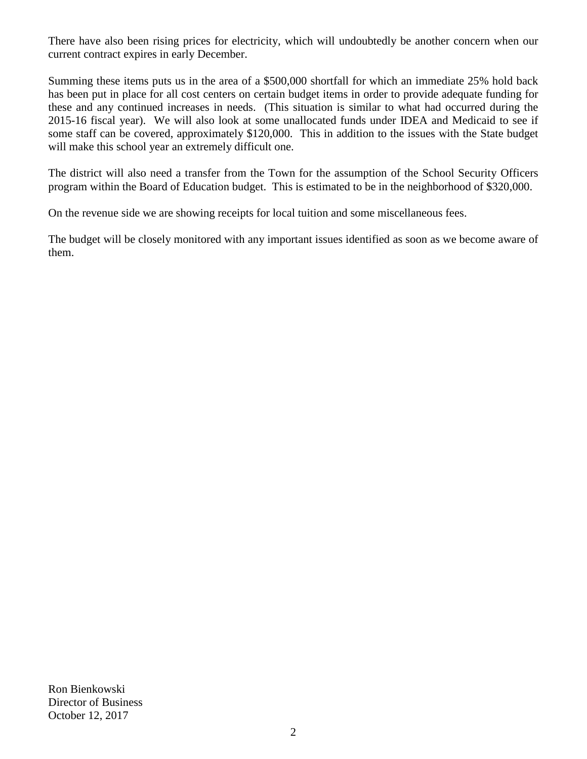There have also been rising prices for electricity, which will undoubtedly be another concern when our current contract expires in early December.

Summing these items puts us in the area of a $500,000 shortfall for which an immediate 25% hold back has been put in place for all cost centers on certain budget items in order to provide adequate funding for these and any continued increases in needs. (This situation is similar to what had occurred during the 2015-16 fiscal year). We will also look at some unallocated funds under IDEA and Medicaid to see if some staff can be covered, approximately $120,000. This in addition to the issues with the State budget will make this school year an extremely difficult one.

The district will also need a transfer from the Town for the assumption of the School Security Officers program within the Board of Education budget. This is estimated to be in the neighborhood of $320,000.

On the revenue side we are showing receipts for local tuition and some miscellaneous fees.

The budget will be closely monitored with any important issues identified as soon as we become aware of them.

Ron Bienkowski
Director of Business
October 12, 2017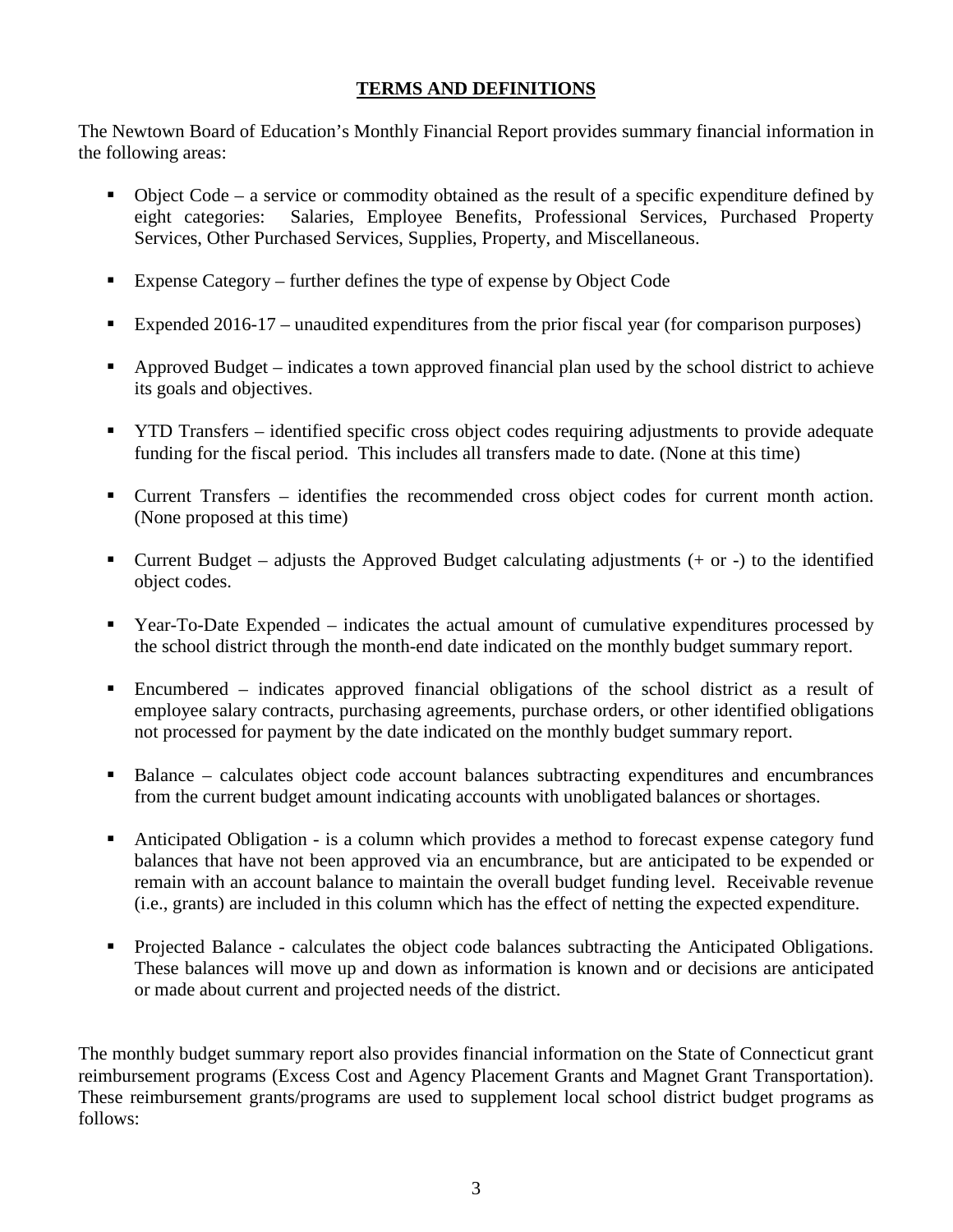## TERMS AND DEFINITIONS

The Newtown Board of Education's Monthly Financial Report provides summary financial information in the following areas:

- Object Code – a service or commodity obtained as the result of a specific expenditure defined by eight categories: Salaries, Employee Benefits, Professional Services, Purchased Property Services, Other Purchased Services, Supplies, Property, and Miscellaneous.
- Expense Category – further defines the type of expense by Object Code
- Expended 2016-17 – unaudited expenditures from the prior fiscal year (for comparison purposes)
- Approved Budget – indicates a town approved financial plan used by the school district to achieve its goals and objectives.
- YTD Transfers – identified specific cross object codes requiring adjustments to provide adequate funding for the fiscal period. This includes all transfers made to date. (None at this time)
- Current Transfers – identifies the recommended cross object codes for current month action. (None proposed at this time)
- Current Budget – adjusts the Approved Budget calculating adjustments (+ or -) to the identified object codes.
- Year-To-Date Expended – indicates the actual amount of cumulative expenditures processed by the school district through the month-end date indicated on the monthly budget summary report.
- Encumbered – indicates approved financial obligations of the school district as a result of employee salary contracts, purchasing agreements, purchase orders, or other identified obligations not processed for payment by the date indicated on the monthly budget summary report.
- Balance – calculates object code account balances subtracting expenditures and encumbrances from the current budget amount indicating accounts with unobligated balances or shortages.
- Anticipated Obligation - is a column which provides a method to forecast expense category fund balances that have not been approved via an encumbrance, but are anticipated to be expended or remain with an account balance to maintain the overall budget funding level. Receivable revenue (i.e., grants) are included in this column which has the effect of netting the expected expenditure.
- Projected Balance - calculates the object code balances subtracting the Anticipated Obligations. These balances will move up and down as information is known and or decisions are anticipated or made about current and projected needs of the district.

The monthly budget summary report also provides financial information on the State of Connecticut grant reimbursement programs (Excess Cost and Agency Placement Grants and Magnet Grant Transportation). These reimbursement grants/programs are used to supplement local school district budget programs as follows: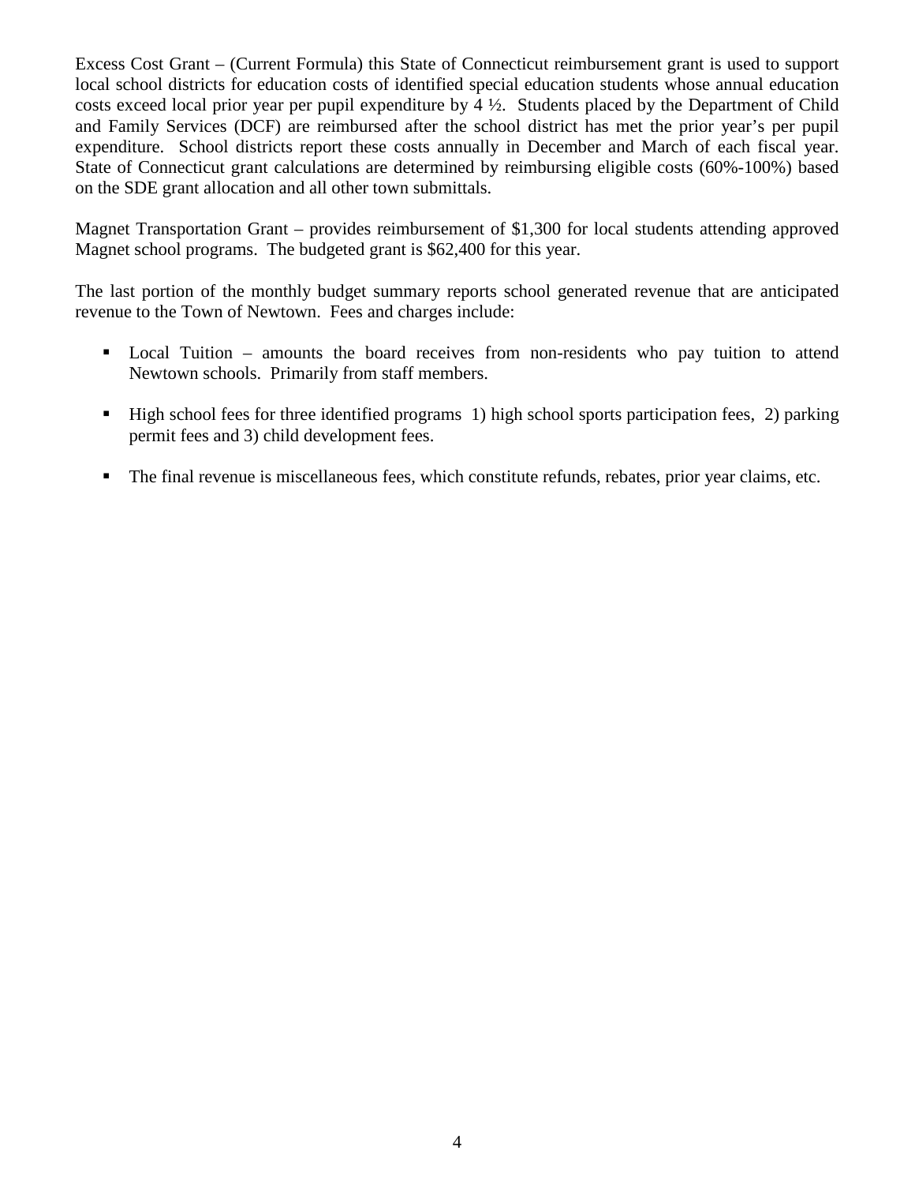Excess Cost Grant – (Current Formula) this State of Connecticut reimbursement grant is used to support local school districts for education costs of identified special education students whose annual education costs exceed local prior year per pupil expenditure by 4 ½. Students placed by the Department of Child and Family Services (DCF) are reimbursed after the school district has met the prior year's per pupil expenditure. School districts report these costs annually in December and March of each fiscal year. State of Connecticut grant calculations are determined by reimbursing eligible costs (60%-100%) based on the SDE grant allocation and all other town submittals.

Magnet Transportation Grant – provides reimbursement of $1,300 for local students attending approved Magnet school programs. The budgeted grant is $62,400 for this year.

The last portion of the monthly budget summary reports school generated revenue that are anticipated revenue to the Town of Newtown. Fees and charges include:

- Local Tuition – amounts the board receives from non-residents who pay tuition to attend Newtown schools. Primarily from staff members.
- High school fees for three identified programs 1) high school sports participation fees, 2) parking permit fees and 3) child development fees.
- The final revenue is miscellaneous fees, which constitute refunds, rebates, prior year claims, etc.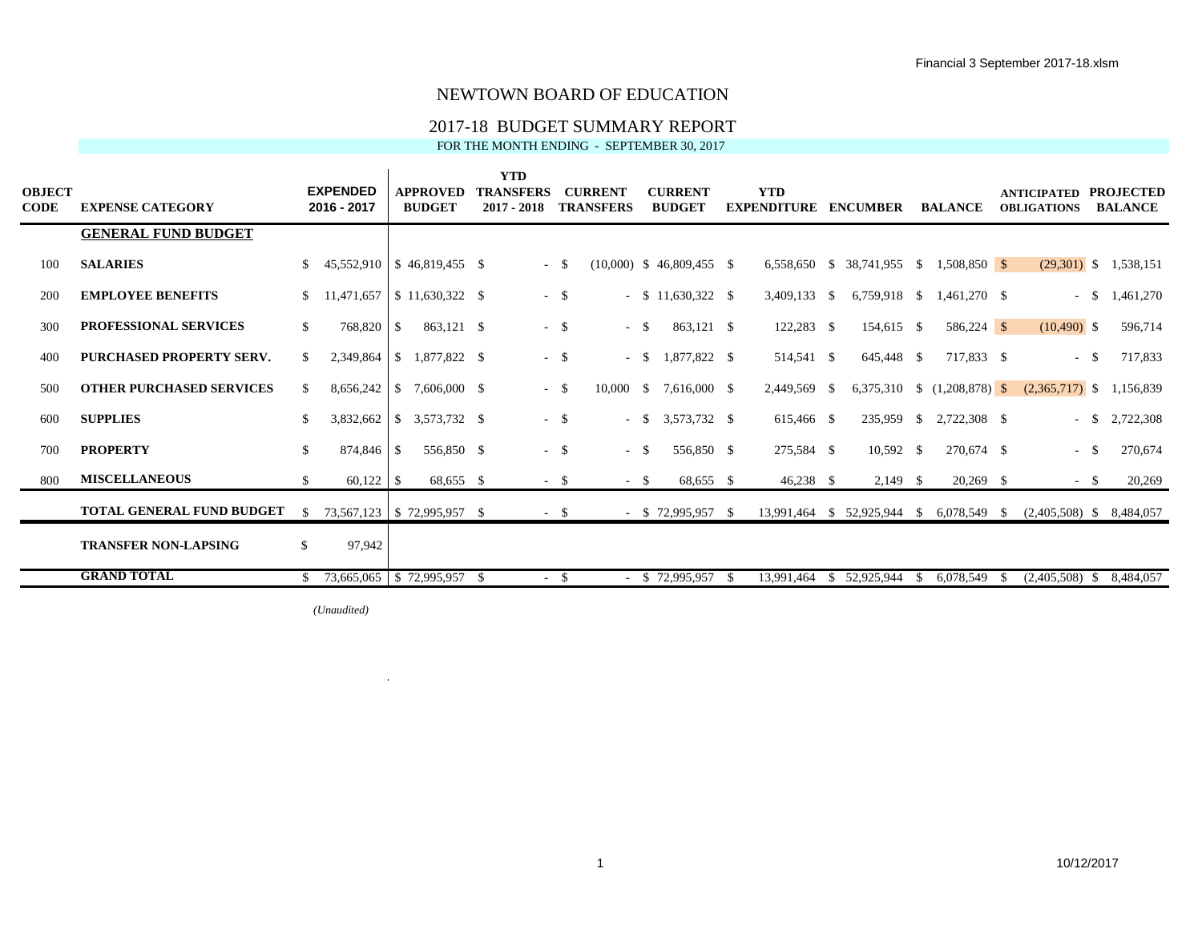# NEWTOWN BOARD OF EDUCATION

## 2017-18 BUDGET SUMMARY REPORT

FOR THE MONTH ENDING - SEPTEMBER 30, 2017

| OBJECT CODE | EXPENSE CATEGORY | EXPENDED 2016 - 2017 | APPROVED BUDGET | YTD TRANSFERS 2017 - 2018 | CURRENT TRANSFERS | CURRENT BUDGET | YTD EXPENDITURE | ENCUMBER | BALANCE | ANTICIPATED OBLIGATIONS | PROJECTED BALANCE |
|---|---|---|---|---|---|---|---|---|---|---|---|
| | **GENERAL FUND BUDGET** | | | | | | | | | | |
| 100 | **SALARIES** | $ 45,552,910 | $ 46,819,455 | $ - | $ (10,000) | $ 46,809,455 | $ 6,558,650 | $ 38,741,955 | $ 1,508,850 | $ (29,301) | $ 1,538,151 |
| 200 | **EMPLOYEE BENEFITS** | $ 11,471,657 | $ 11,630,322 | $ - | $ - | $ 11,630,322 | $ 3,409,133 | $ 6,759,918 | $ 1,461,270 | $ - | $ 1,461,270 |
| 300 | **PROFESSIONAL SERVICES** | $ 768,820 | $ 863,121 | $ - | $ - | $ 863,121 | $ 122,283 | $ 154,615 | $ 586,224 | $ (10,490) | $ 596,714 |
| 400 | **PURCHASED PROPERTY SERV.** | $ 2,349,864 | $ 1,877,822 | $ - | $ - | $ 1,877,822 | $ 514,541 | $ 645,448 | $ 717,833 | $ - | $ 717,833 |
| 500 | **OTHER PURCHASED SERVICES** | $ 8,656,242 | $ 7,606,000 | $ - | $ 10,000 | $ 7,616,000 | $ 2,449,569 | $ 6,375,310 | $ (1,208,878) | $ (2,365,717) | $ 1,156,839 |
| 600 | **SUPPLIES** | $ 3,832,662 | $ 3,573,732 | $ - | $ - | $ 3,573,732 | $ 615,466 | $ 235,959 | $ 2,722,308 | $ - | $ 2,722,308 |
| 700 | **PROPERTY** | $ 874,846 | $ 556,850 | $ - | $ - | $ 556,850 | $ 275,584 | $ 10,592 | $ 270,674 | $ - | $ 270,674 |
| 800 | **MISCELLANEOUS** | $ 60,122 | $ 68,655 | $ - | $ - | $ 68,655 | $ 46,238 | $ 2,149 | $ 20,269 | $ - | $ 20,269 |
| | **TOTAL GENERAL FUND BUDGET** | $ 73,567,123 | $ 72,995,957 | $ - | $ - | $ 72,995,957 | $ 13,991,464 | $ 52,925,944 | $ 6,078,549 | $ (2,405,508) | $ 8,484,057 |
| | **TRANSFER NON-LAPSING** | $ 97,942 | | | | | | | | | |
| | **GRAND TOTAL** | $ 73,665,065 | $ 72,995,957 | $ - | $ - | $ 72,995,957 | $ 13,991,464 | $ 52,925,944 | $ 6,078,549 | $ (2,405,508) | $ 8,484,057 |

*(Unaudited)*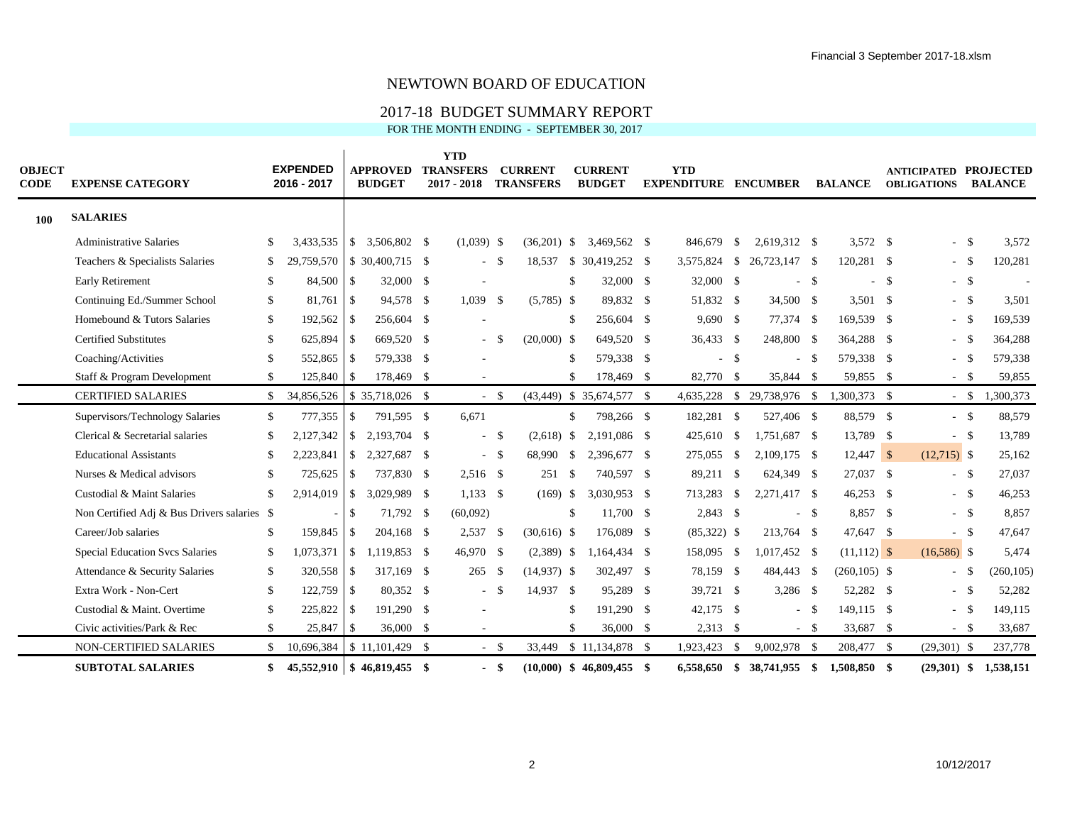# NEWTOWN BOARD OF EDUCATION

## 2017-18 BUDGET SUMMARY REPORT

FOR THE MONTH ENDING - SEPTEMBER 30, 2017

| OBJECT CODE | EXPENSE CATEGORY | EXPENDED 2016 - 2017 | APPROVED BUDGET | YTD TRANSFERS 2017 - 2018 | CURRENT TRANSFERS | CURRENT BUDGET | YTD EXPENDITURE | ENCUMBER | BALANCE | ANTICIPATED OBLIGATIONS | PROJECTED BALANCE |
|---|---|---|---|---|---|---|---|---|---|---|---|
| **100** | **SALARIES** | | | | | | | | | | |
| | Administrative Salaries | $ 3,433,535 | $ 3,506,802 | $ (1,039) | $ (36,201) | $ 3,469,562 | $ 846,679 | $ 2,619,312 | $ 3,572 | $ - | $ 3,572 |
| | Teachers & Specialists Salaries | $ 29,759,570 | $ 30,400,715 | $ - | $ 18,537 | $ 30,419,252 | $ 3,575,824 | $ 26,723,147 | $ 120,281 | $ - | $ 120,281 |
| | Early Retirement | $ 84,500 | $ 32,000 | $ - | | $ 32,000 | $ 32,000 | $ - | $ - | $ - | $ - |
| | Continuing Ed./Summer School | $ 81,761 | $ 94,578 | $ 1,039 | $ (5,785) | $ 89,832 | $ 51,832 | $ 34,500 | $ 3,501 | $ - | $ 3,501 |
| | Homebound & Tutors Salaries | $ 192,562 | $ 256,604 | $ - | | $ 256,604 | $ 9,690 | $ 77,374 | $ 169,539 | $ - | $ 169,539 |
| | Certified Substitutes | $ 625,894 | $ 669,520 | $ - | $ (20,000) | $ 649,520 | $ 36,433 | $ 248,800 | $ 364,288 | $ - | $ 364,288 |
| | Coaching/Activities | $ 552,865 | $ 579,338 | $ - | | $ 579,338 | $ - | $ - | $ 579,338 | $ - | $ 579,338 |
| | Staff & Program Development | $ 125,840 | $ 178,469 | $ - | | $ 178,469 | $ 82,770 | $ 35,844 | $ 59,855 | $ - | $ 59,855 |
| | CERTIFIED SALARIES | $ 34,856,526 | $ 35,718,026 | $ - | $ (43,449) | $ 35,674,577 | $ 4,635,228 | $ 29,738,976 | $ 1,300,373 | $ - | $ 1,300,373 |
| | Supervisors/Technology Salaries | $ 777,355 | $ 791,595 | $ 6,671 | | $ 798,266 | $ 182,281 | $ 527,406 | $ 88,579 | $ - | $ 88,579 |
| | Clerical & Secretarial salaries | $ 2,127,342 | $ 2,193,704 | $ - | $ (2,618) | $ 2,191,086 | $ 425,610 | $ 1,751,687 | $ 13,789 | $ - | $ 13,789 |
| | Educational Assistants | $ 2,223,841 | $ 2,327,687 | $ - | $ 68,990 | $ 2,396,677 | $ 275,055 | $ 2,109,175 | $ 12,447 | $ (12,715) | $ 25,162 |
| | Nurses & Medical advisors | $ 725,625 | $ 737,830 | $ 2,516 | $ 251 | $ 740,597 | $ 89,211 | $ 624,349 | $ 27,037 | $ - | $ 27,037 |
| | Custodial & Maint Salaries | $ 2,914,019 | $ 3,029,989 | $ 1,133 | $ (169) | $ 3,030,953 | $ 713,283 | $ 2,271,417 | $ 46,253 | $ - | $ 46,253 |
| | Non Certified Adj & Bus Drivers salaries | $ - | $ 71,792 | $ (60,092) | | $ 11,700 | $ 2,843 | $ - | $ 8,857 | $ - | $ 8,857 |
| | Career/Job salaries | $ 159,845 | $ 204,168 | $ 2,537 | $ (30,616) | $ 176,089 | $ (85,322) | $ 213,764 | $ 47,647 | $ - | $ 47,647 |
| | Special Education Svcs Salaries | $ 1,073,371 | $ 1,119,853 | $ 46,970 | $ (2,389) | $ 1,164,434 | $ 158,095 | $ 1,017,452 | $ (11,112) | $ (16,586) | $ 5,474 |
| | Attendance & Security Salaries | $ 320,558 | $ 317,169 | $ 265 | $ (14,937) | $ 302,497 | $ 78,159 | $ 484,443 | $ (260,105) | $ - | $ (260,105) |
| | Extra Work - Non-Cert | $ 122,759 | $ 80,352 | $ - | $ 14,937 | $ 95,289 | $ 39,721 | $ 3,286 | $ 52,282 | $ - | $ 52,282 |
| | Custodial & Maint. Overtime | $ 225,822 | $ 191,290 | $ - | | $ 191,290 | $ 42,175 | $ - | $ 149,115 | $ - | $ 149,115 |
| | Civic activities/Park & Rec | $ 25,847 | $ 36,000 | $ - | | $ 36,000 | $ 2,313 | $ - | $ 33,687 | $ - | $ 33,687 |
| | NON-CERTIFIED SALARIES | $ 10,696,384 | $ 11,101,429 | $ - | $ 33,449 | $ 11,134,878 | $ 1,923,423 | $ 9,002,978 | $ 208,477 | $ (29,301) | $ 237,778 |
| | **SUBTOTAL SALARIES** | **$ 45,552,910** | **$ 46,819,455** | **$ -** | **$ (10,000)** | **$ 46,809,455** | **$ 6,558,650** | **$ 38,741,955** | **$ 1,508,850** | **$ (29,301)** | **$ 1,538,151** |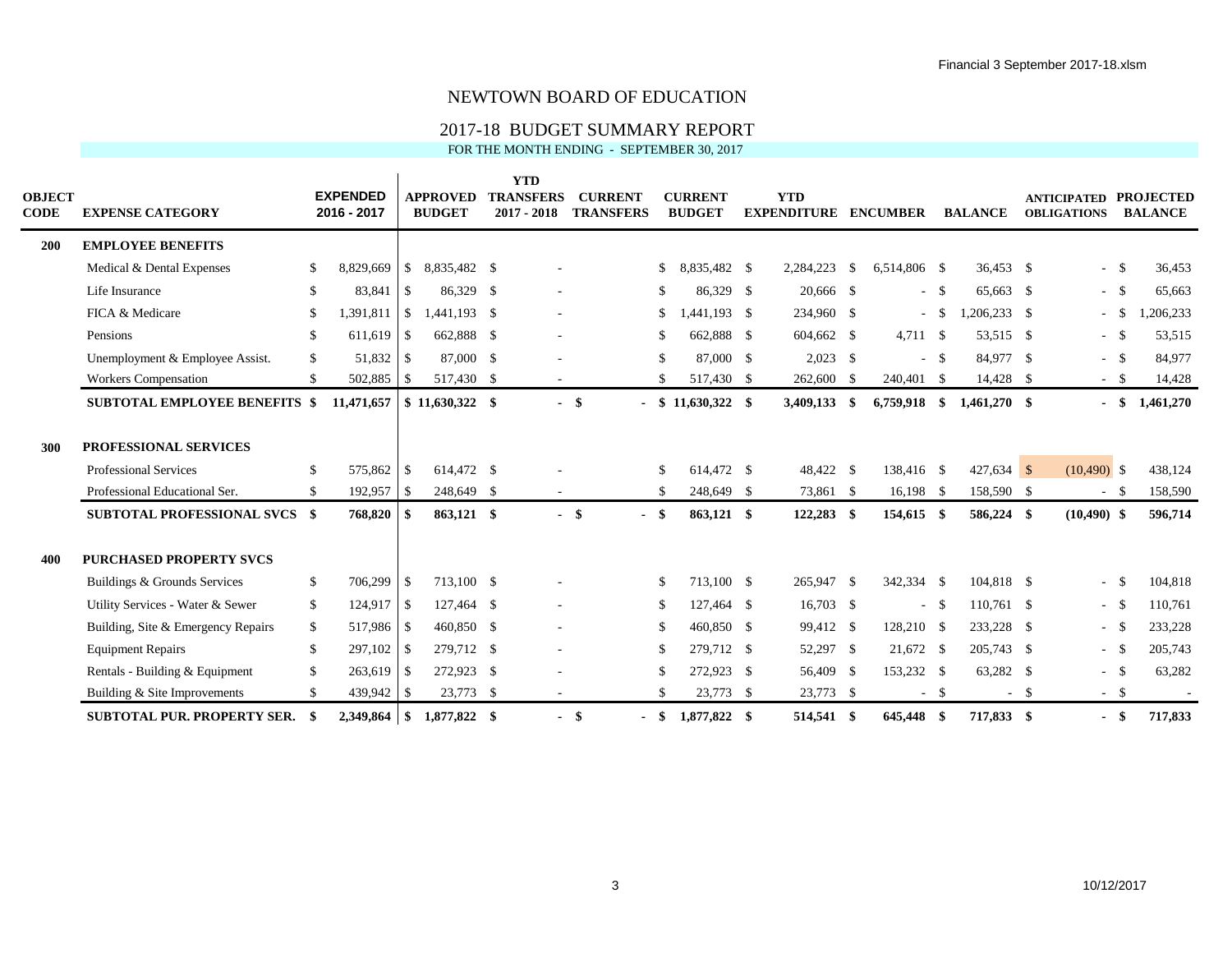# NEWTOWN BOARD OF EDUCATION

## 2017-18 BUDGET SUMMARY REPORT

FOR THE MONTH ENDING - SEPTEMBER 30, 2017

| OBJECT CODE | EXPENSE CATEGORY | EXPENDED 2016 - 2017 | APPROVED BUDGET | YTD TRANSFERS 2017 - 2018 | CURRENT TRANSFERS | CURRENT BUDGET | YTD EXPENDITURE | ENCUMBER | BALANCE | ANTICIPATED OBLIGATIONS | PROJECTED BALANCE |
|---|---|---|---|---|---|---|---|---|---|---|---|
| **200** | **EMPLOYEE BENEFITS** | | | | | | | | | | |
| | Medical & Dental Expenses | $ 8,829,669 | $ 8,835,482 | $ - | | $ 8,835,482 | $ 2,284,223 | $ 6,514,806 | $ 36,453 | $ - | $ 36,453 |
| | Life Insurance | $ 83,841 | $ 86,329 | $ - | | $ 86,329 | $ 20,666 | $ - | $ 65,663 | $ - | $ 65,663 |
| | FICA & Medicare | $ 1,391,811 | $ 1,441,193 | $ - | | $ 1,441,193 | $ 234,960 | $ - | $ 1,206,233 | $ - | $ 1,206,233 |
| | Pensions | $ 611,619 | $ 662,888 | $ - | | $ 662,888 | $ 604,662 | $ 4,711 | $ 53,515 | $ - | $ 53,515 |
| | Unemployment & Employee Assist. | $ 51,832 | $ 87,000 | $ - | | $ 87,000 | $ 2,023 | $ - | $ 84,977 | $ - | $ 84,977 |
| | Workers Compensation | $ 502,885 | $ 517,430 | $ - | | $ 517,430 | $ 262,600 | $ 240,401 | $ 14,428 | $ - | $ 14,428 |
| | **SUBTOTAL EMPLOYEE BENEFITS** | **$ 11,471,657** | **$ 11,630,322** | **$ -** | **$ -** | **$ 11,630,322** | **$ 3,409,133** | **$ 6,759,918** | **$ 1,461,270** | **$ -** | **$ 1,461,270** |
| **300** | **PROFESSIONAL SERVICES** | | | | | | | | | | |
| | Professional Services | $ 575,862 | $ 614,472 | $ - | | $ 614,472 | $ 48,422 | $ 138,416 | $ 427,634 | $ (10,490) | $ 438,124 |
| | Professional Educational Ser. | $ 192,957 | $ 248,649 | $ - | | $ 248,649 | $ 73,861 | $ 16,198 | $ 158,590 | $ - | $ 158,590 |
| | **SUBTOTAL PROFESSIONAL SVCS** | **$ 768,820** | **$ 863,121** | **$ -** | **$ -** | **$ 863,121** | **$ 122,283** | **$ 154,615** | **$ 586,224** | **$ (10,490)** | **$ 596,714** |
| **400** | **PURCHASED PROPERTY SVCS** | | | | | | | | | | |
| | Buildings & Grounds Services | $ 706,299 | $ 713,100 | $ - | | $ 713,100 | $ 265,947 | $ 342,334 | $ 104,818 | $ - | $ 104,818 |
| | Utility Services - Water & Sewer | $ 124,917 | $ 127,464 | $ - | | $ 127,464 | $ 16,703 | $ - | $ 110,761 | $ - | $ 110,761 |
| | Building, Site & Emergency Repairs | $ 517,986 | $ 460,850 | $ - | | $ 460,850 | $ 99,412 | $ 128,210 | $ 233,228 | $ - | $ 233,228 |
| | Equipment Repairs | $ 297,102 | $ 279,712 | $ - | | $ 279,712 | $ 52,297 | $ 21,672 | $ 205,743 | $ - | $ 205,743 |
| | Rentals - Building & Equipment | $ 263,619 | $ 272,923 | $ - | | $ 272,923 | $ 56,409 | $ 153,232 | $ 63,282 | $ - | $ 63,282 |
| | Building & Site Improvements | $ 439,942 | $ 23,773 | $ - | | $ 23,773 | $ 23,773 | $ - | $ - | $ - | $ - |
| | **SUBTOTAL PUR. PROPERTY SER.** | **$ 2,349,864** | **$ 1,877,822** | **$ -** | **$ -** | **$ 1,877,822** | **$ 514,541** | **$ 645,448** | **$ 717,833** | **$ -** | **$ 717,833** |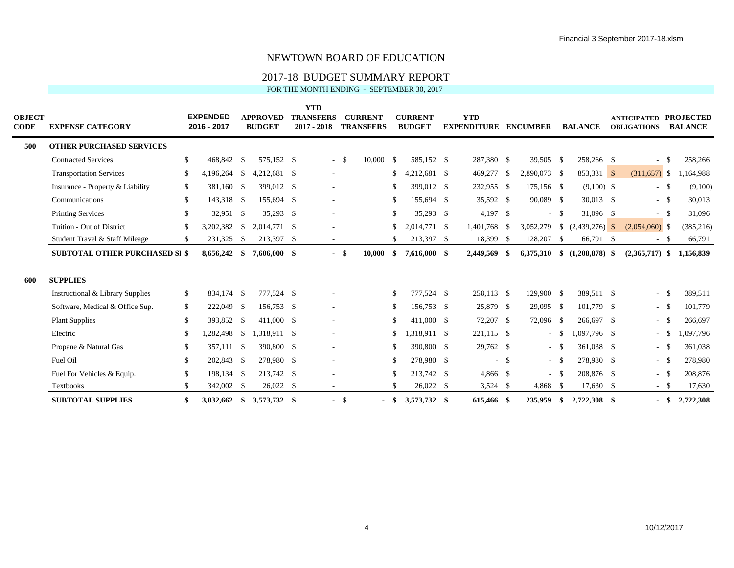# NEWTOWN BOARD OF EDUCATION

## 2017-18 BUDGET SUMMARY REPORT

FOR THE MONTH ENDING - SEPTEMBER 30, 2017

| OBJECT CODE | EXPENSE CATEGORY | EXPENDED 2016 - 2017 | APPROVED BUDGET | YTD TRANSFERS 2017 - 2018 | CURRENT TRANSFERS | CURRENT BUDGET | YTD EXPENDITURE | ENCUMBER | BALANCE | ANTICIPATED OBLIGATIONS | PROJECTED BALANCE |
|---|---|---|---|---|---|---|---|---|---|---|---|
| 500 | **OTHER PURCHASED SERVICES** | | | | | | | | | | |
| | Contracted Services | $ 468,842 | $ 575,152 | $ - | $ 10,000 | $ 585,152 | $ 287,380 | $ 39,505 | $ 258,266 | $ - | $ 258,266 |
| | Transportation Services | $ 4,196,264 | $ 4,212,681 | $ - | | $ 4,212,681 | $ 469,277 | $ 2,890,073 | $ 853,331 | $ (311,657) | $ 1,164,988 |
| | Insurance - Property & Liability | $ 381,160 | $ 399,012 | $ - | | $ 399,012 | $ 232,955 | $ 175,156 | $ (9,100) | $ - | $ (9,100) |
| | Communications | $ 143,318 | $ 155,694 | $ - | | $ 155,694 | $ 35,592 | $ 90,089 | $ 30,013 | $ - | $ 30,013 |
| | Printing Services | $ 32,951 | $ 35,293 | $ - | | $ 35,293 | $ 4,197 | $ - | $ 31,096 | $ - | $ 31,096 |
| | Tuition - Out of District | $ 3,202,382 | $ 2,014,771 | $ - | | $ 2,014,771 | $ 1,401,768 | $ 3,052,279 | $ (2,439,276) | $ (2,054,060) | $ (385,216) |
| | Student Travel & Staff Mileage | $ 231,325 | $ 213,397 | $ - | | $ 213,397 | $ 18,399 | $ 128,207 | $ 66,791 | $ - | $ 66,791 |
| | **SUBTOTAL OTHER PURCHASED SI** | **$ 8,656,242** | **$ 7,606,000** | **$ -** | **$ 10,000** | **$ 7,616,000** | **$ 2,449,569** | **$ 6,375,310** | **$ (1,208,878)** | **$ (2,365,717)** | **$ 1,156,839** |
| 600 | **SUPPLIES** | | | | | | | | | | |
| | Instructional & Library Supplies | $ 834,174 | $ 777,524 | $ - | | $ 777,524 | $ 258,113 | $ 129,900 | $ 389,511 | $ - | $ 389,511 |
| | Software, Medical & Office Sup. | $ 222,049 | $ 156,753 | $ - | | $ 156,753 | $ 25,879 | $ 29,095 | $ 101,779 | $ - | $ 101,779 |
| | Plant Supplies | $ 393,852 | $ 411,000 | $ - | | $ 411,000 | $ 72,207 | $ 72,096 | $ 266,697 | $ - | $ 266,697 |
| | Electric | $ 1,282,498 | $ 1,318,911 | $ - | | $ 1,318,911 | $ 221,115 | $ - | $ 1,097,796 | $ - | $ 1,097,796 |
| | Propane & Natural Gas | $ 357,111 | $ 390,800 | $ - | | $ 390,800 | $ 29,762 | $ - | $ 361,038 | $ - | $ 361,038 |
| | Fuel Oil | $ 202,843 | $ 278,980 | $ - | | $ 278,980 | $ - | $ - | $ 278,980 | $ - | $ 278,980 |
| | Fuel For Vehicles & Equip. | $ 198,134 | $ 213,742 | $ - | | $ 213,742 | $ 4,866 | $ - | $ 208,876 | $ - | $ 208,876 |
| | Textbooks | $ 342,002 | $ 26,022 | $ - | | $ 26,022 | $ 3,524 | $ 4,868 | $ 17,630 | $ - | $ 17,630 |
| | **SUBTOTAL SUPPLIES** | **$ 3,832,662** | **$ 3,573,732** | **$ -** | **$ -** | **$ 3,573,732** | **$ 615,466** | **$ 235,959** | **$ 2,722,308** | **$ -** | **$ 2,722,308** |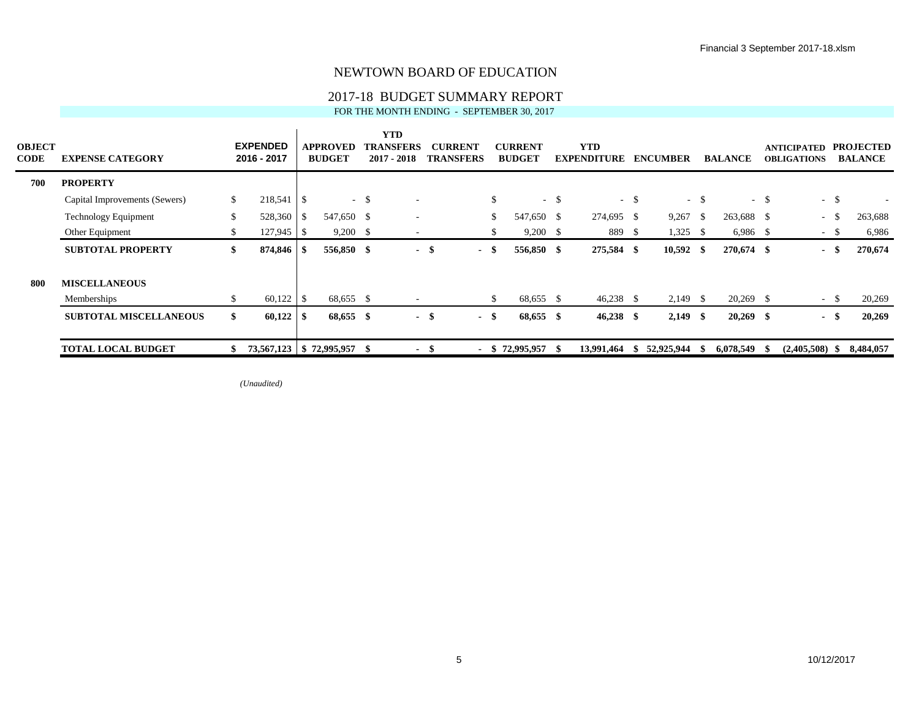Financial 3 September 2017-18.xlsm

# NEWTOWN BOARD OF EDUCATION

## 2017-18 BUDGET SUMMARY REPORT

FOR THE MONTH ENDING - SEPTEMBER 30, 2017

| OBJECT CODE | EXPENSE CATEGORY | EXPENDED 2016 - 2017 | APPROVED BUDGET | YTD TRANSFERS 2017 - 2018 | CURRENT TRANSFERS | CURRENT BUDGET | YTD EXPENDITURE | ENCUMBER | BALANCE | ANTICIPATED OBLIGATIONS | PROJECTED BALANCE |
|---|---|---|---|---|---|---|---|---|---|---|---|
| **700** | **PROPERTY** | | | | | | | | | | |
| | Capital Improvements (Sewers) | $ 218,541 | $ - | $ - | | $ - | $ - | $ - | $ - | $ - | $ - |
| | Technology Equipment | $ 528,360 | $ 547,650 | $ - | | $ 547,650 | $ 274,695 | $ 9,267 | $ 263,688 | $ - | $ 263,688 |
| | Other Equipment | $ 127,945 | $ 9,200 | $ - | | $ 9,200 | $ 889 | $ 1,325 | $ 6,986 | $ - | $ 6,986 |
| | **SUBTOTAL PROPERTY** | **$ 874,846** | **$ 556,850** | **$ -** | **$ -** | **$ 556,850** | **$ 275,584** | **$ 10,592** | **$ 270,674** | **$ -** | **$ 270,674** |
| **800** | **MISCELLANEOUS** | | | | | | | | | | |
| | Memberships | $ 60,122 | $ 68,655 | $ - | | $ 68,655 | $ 46,238 | $ 2,149 | $ 20,269 | $ - | $ 20,269 |
| | **SUBTOTAL MISCELLANEOUS** | **$ 60,122** | **$ 68,655** | **$ -** | **$ -** | **$ 68,655** | **$ 46,238** | **$ 2,149** | **$ 20,269** | **$ -** | **$ 20,269** |
| | **TOTAL LOCAL BUDGET** | **$ 73,567,123** | **$ 72,995,957** | **$ -** | **$ -** | **$ 72,995,957** | **$ 13,991,464** | **$ 52,925,944** | **$ 6,078,549** | **$ (2,405,508)** | **$ 8,484,057** |

*(Unaudited)*

10/12/2017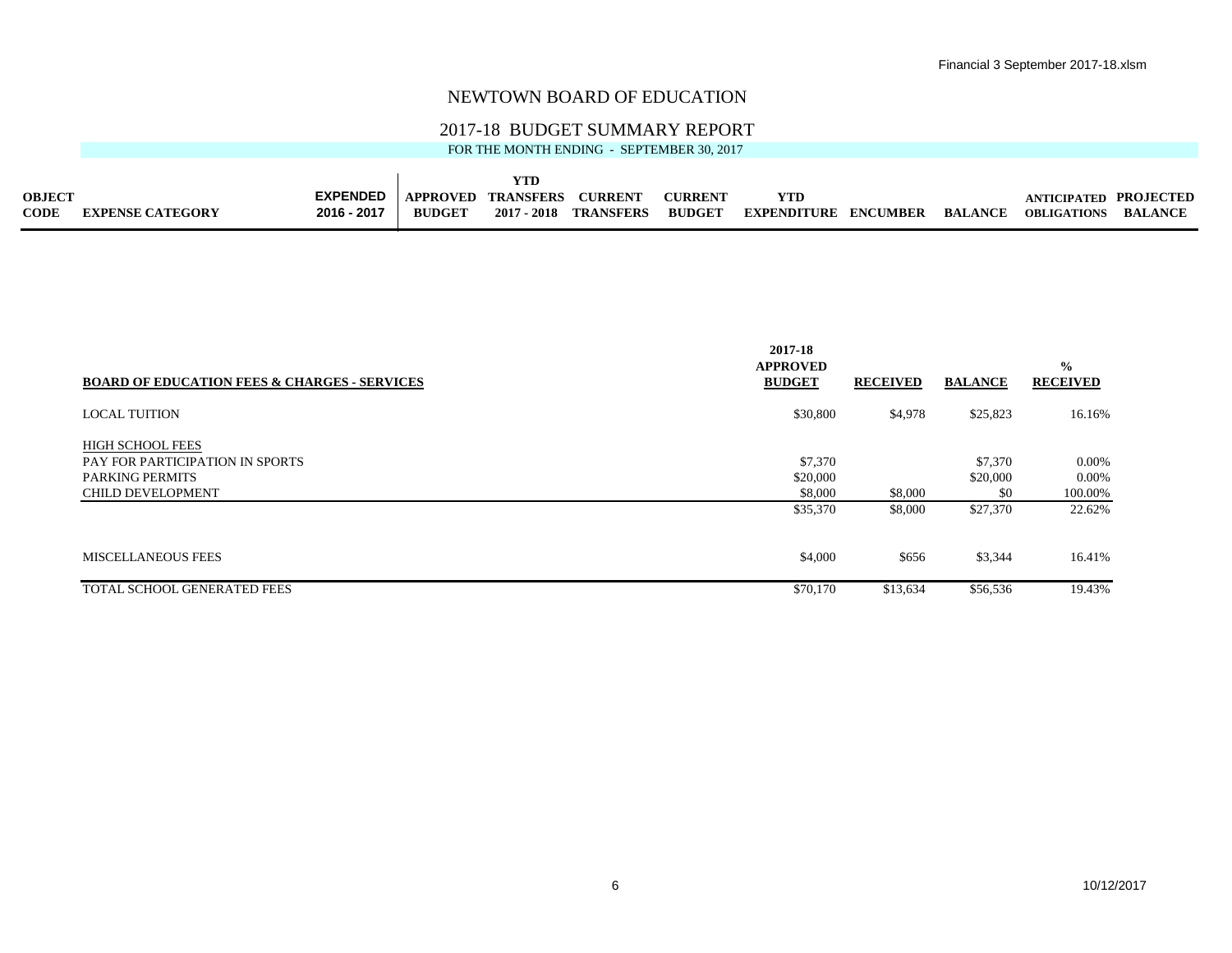# NEWTOWN BOARD OF EDUCATION

## 2017-18 BUDGET SUMMARY REPORT

FOR THE MONTH ENDING - SEPTEMBER 30, 2017

| OBJECT CODE | EXPENSE CATEGORY | EXPENDED 2016 - 2017 | APPROVED BUDGET | YTD TRANSFERS 2017 - 2018 | CURRENT TRANSFERS | CURRENT BUDGET | YTD EXPENDITURE | ENCUMBER | BALANCE | ANTICIPATED OBLIGATIONS | PROJECTED BALANCE |
|---|---|---|---|---|---|---|---|---|---|---|---|

| BOARD OF EDUCATION FEES & CHARGES - SERVICES | 2017-18 APPROVED BUDGET | RECEIVED | BALANCE | % RECEIVED |
|---|---|---|---|---|
| LOCAL TUITION | $30,800 | $4,978 | $25,823 | 16.16% |
| HIGH SCHOOL FEES | | | | |
| PAY FOR PARTICIPATION IN SPORTS | $7,370 | | $7,370 | 0.00% |
| PARKING PERMITS | $20,000 | | $20,000 | 0.00% |
| CHILD DEVELOPMENT | $8,000 | $8,000 | $0 | 100.00% |
| | $35,370 | $8,000 | $27,370 | 22.62% |
| MISCELLANEOUS FEES | $4,000 | $656 | $3,344 | 16.41% |
| TOTAL SCHOOL GENERATED FEES | $70,170 | $13,634 | $56,536 | 19.43% |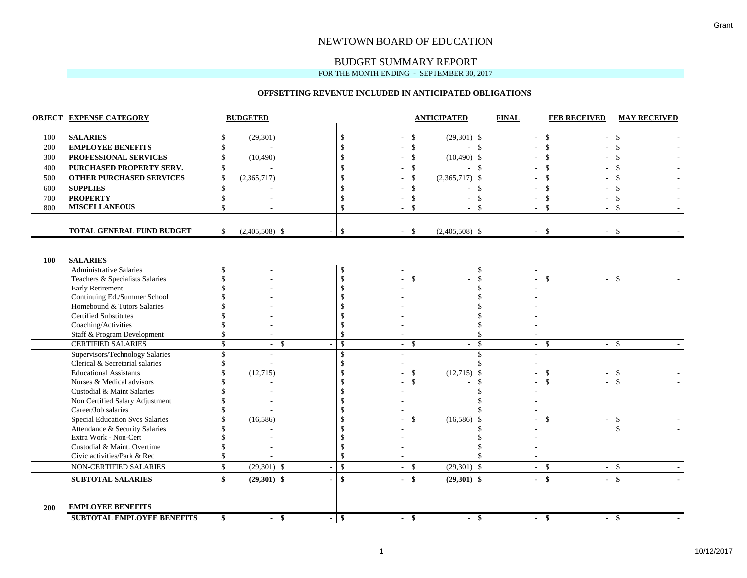# NEWTOWN BOARD OF EDUCATION

## BUDGET SUMMARY REPORT

FOR THE MONTH ENDING - SEPTEMBER 30, 2017

### OFFSETTING REVENUE INCLUDED IN ANTICIPATED OBLIGATIONS

| OBJECT | EXPENSE CATEGORY | BUDGETED | | | ANTICIPATED | FINAL | FEB RECEIVED | MAY RECEIVED |
|---|---|---|---|---|---|---|---|---|
| 100 | **SALARIES** | $ (29,301) | | $ - | $ (29,301) | $ - | $ - | $ - |
| 200 | **EMPLOYEE BENEFITS** | $ - | | $ - | $ - | $ - | $ - | $ - |
| 300 | **PROFESSIONAL SERVICES** | $ (10,490) | | $ - | $ (10,490) | $ - | $ - | $ - |
| 400 | **PURCHASED PROPERTY SERV.** | $ - | | $ - | $ - | $ - | $ - | $ - |
| 500 | **OTHER PURCHASED SERVICES** | $ (2,365,717) | | $ - | $ (2,365,717) | $ - | $ - | $ - |
| 600 | **SUPPLIES** | $ - | | $ - | $ - | $ - | $ - | $ - |
| 700 | **PROPERTY** | $ - | | $ - | $ - | $ - | $ - | $ - |
| 800 | **MISCELLANEOUS** | $ - | | $ - | $ - | $ - | $ - | $ - |
| | **TOTAL GENERAL FUND BUDGET** | $ (2,405,508) | $ - | $ - | $ (2,405,508) | $ - | $ - | $ - |
| **100** | **SALARIES** | | | | | | | |
| | Administrative Salaries | $ - | | $ - | | $ - | | |
| | Teachers & Specialists Salaries | $ - | | $ - | $ - | $ - | $ - | $ - |
| | Early Retirement | $ - | | $ - | | $ - | | |
| | Continuing Ed./Summer School | $ - | | $ - | | $ - | | |
| | Homebound & Tutors Salaries | $ - | | $ - | | $ - | | |
| | Certified Substitutes | $ - | | $ - | | $ - | | |
| | Coaching/Activities | $ - | | $ - | | $ - | | |
| | Staff & Program Development | $ - | | $ - | | $ - | | |
| | CERTIFIED SALARIES | $ - | $ - | $ - | $ - | $ - | $ - | $ - |
| | Supervisors/Technology Salaries | $ - | | $ - | | $ - | | |
| | Clerical & Secretarial salaries | $ - | | $ - | | $ - | | |
| | Educational Assistants | $ (12,715) | | $ - | $ (12,715) | $ - | $ - | $ - |
| | Nurses & Medical advisors | $ - | | $ - | $ - | $ - | $ - | $ - |
| | Custodial & Maint Salaries | $ - | | $ - | | $ - | | |
| | Non Certified Salary Adjustment | $ - | | $ - | | $ - | | |
| | Career/Job salaries | $ - | | $ - | | $ - | | |
| | Special Education Svcs Salaries | $ (16,586) | | $ - | $ (16,586) | $ - | $ - | $ - |
| | Attendance & Security Salaries | $ - | | $ - | | $ - | | $ - |
| | Extra Work - Non-Cert | $ - | | $ - | | $ - | | |
| | Custodial & Maint. Overtime | $ - | | $ - | | $ - | | |
| | Civic activities/Park & Rec | $ - | | $ - | | $ - | | |
| | NON-CERTIFIED SALARIES | $ (29,301) | $ - | $ - | $ (29,301) | $ - | $ - | $ - |
| | **SUBTOTAL SALARIES** | **$ (29,301)** | **$ -** | **$ -** | **$ (29,301)** | **$ -** | **$ -** | **$ -** |
| **200** | **EMPLOYEE BENEFITS** | | | | | | | |
| | **SUBTOTAL EMPLOYEE BENEFITS** | **$ -** | **$ -** | **$ -** | **$ -** | **$ -** | **$ -** | **$ -** |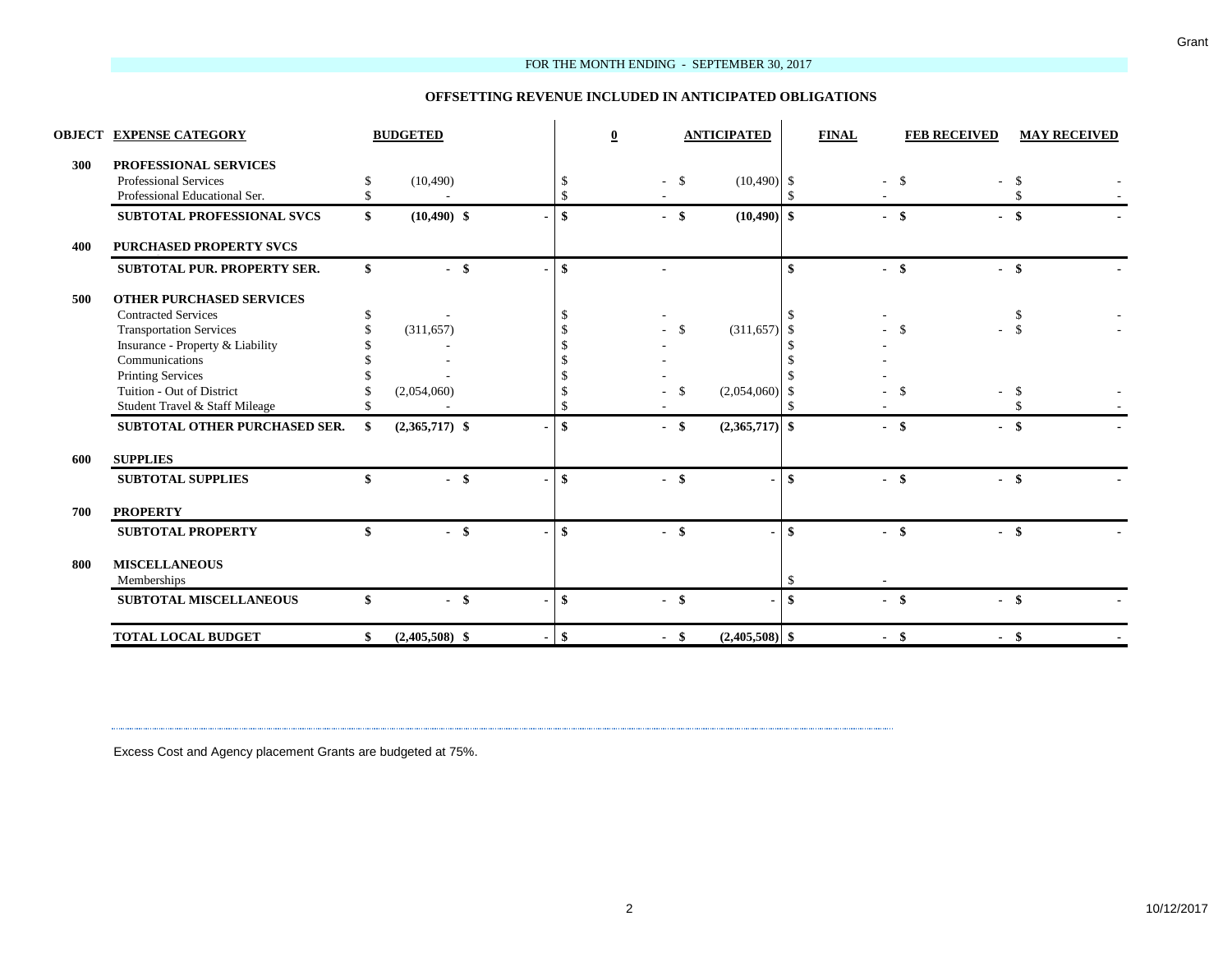FOR THE MONTH ENDING - SEPTEMBER 30, 2017

**OFFSETTING REVENUE INCLUDED IN ANTICIPATED OBLIGATIONS**

| OBJECT | EXPENSE CATEGORY | BUDGETED | | 0 | ANTICIPATED | FINAL | FEB RECEIVED | MAY RECEIVED |
|---|---|---|---|---|---|---|---|---|
| 300 | **PROFESSIONAL SERVICES** | | | | | | | |
| | Professional Services | $ (10,490) | | $ - | $ (10,490) | $ - | $ - | $ - |
| | Professional Educational Ser. | $ - | | $ - | | $ - | | $ - |
| | **SUBTOTAL PROFESSIONAL SVCS** | **$ (10,490)** | **$ -** | **$ -** | **$ (10,490)** | **$ -** | **$ -** | **$ -** |
| 400 | **PURCHASED PROPERTY SVCS** | | | | | | | |
| | **SUBTOTAL PUR. PROPERTY SER.** | **$ -** | **$ -** | **$ -** | | **$ -** | **$ -** | **$ -** |
| 500 | **OTHER PURCHASED SERVICES** | | | | | | | |
| | Contracted Services | $ - | | $ - | | $ - | | $ - |
| | Transportation Services | $ (311,657) | | $ - | $ (311,657) | $ - | $ - | $ - |
| | Insurance - Property & Liability | $ - | | $ - | | $ - | | |
| | Communications | $ - | | $ - | | $ - | | |
| | Printing Services | $ - | | $ - | | $ - | | |
| | Tuition - Out of District | $ (2,054,060) | | $ - | $ (2,054,060) | $ - | $ - | $ - |
| | Student Travel & Staff Mileage | $ - | | $ - | | $ - | | $ - |
| | **SUBTOTAL OTHER PURCHASED SER.** | **$ (2,365,717)** | **$ -** | **$ -** | **$ (2,365,717)** | **$ -** | **$ -** | **$ -** |
| 600 | **SUPPLIES** | | | | | | | |
| | **SUBTOTAL SUPPLIES** | **$ -** | **$ -** | **$ -** | **$ -** | **$ -** | **$ -** | **$ -** |
| 700 | **PROPERTY** | | | | | | | |
| | **SUBTOTAL PROPERTY** | **$ -** | **$ -** | **$ -** | **$ -** | **$ -** | **$ -** | **$ -** |
| 800 | **MISCELLANEOUS** | | | | | | | |
| | Memberships | | | | | $ - | | |
| | **SUBTOTAL MISCELLANEOUS** | **$ -** | **$ -** | **$ -** | **$ -** | **$ -** | **$ -** | **$ -** |
| | **TOTAL LOCAL BUDGET** | **$ (2,405,508)** | **$ -** | **$ -** | **$ (2,405,508)** | **$ -** | **$ -** | **$ -** |

Excess Cost and Agency placement Grants are budgeted at 75%.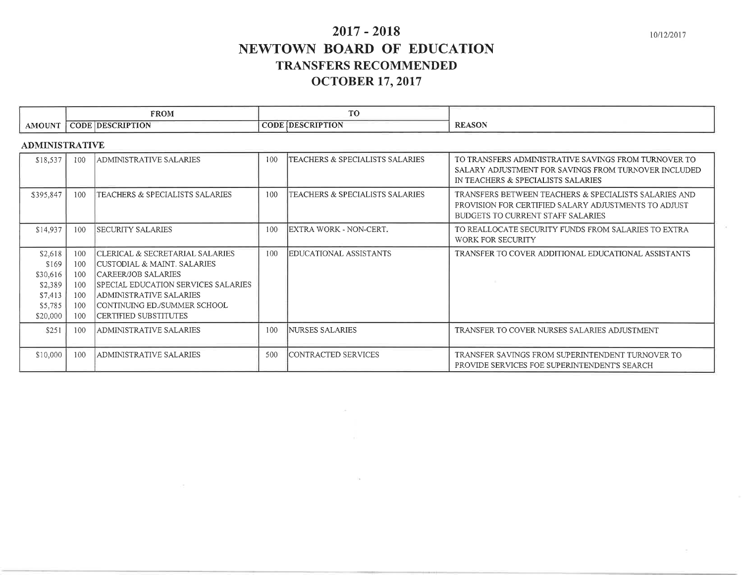# 2017 - 2018
# NEWTOWN BOARD OF EDUCATION
## TRANSFERS RECOMMENDED
## OCTOBER 17, 2017

10/12/2017

| | FROM | | TO | | |
|---|---|---|---|---|---|
| AMOUNT | CODE | DESCRIPTION | CODE | DESCRIPTION | REASON |
| **ADMINISTRATIVE** | | | | | |
| $18,537 | 100 | ADMINISTRATIVE SALARIES | 100 | TEACHERS & SPECIALISTS SALARIES | TO TRANSFERS ADMINISTRATIVE SAVINGS FROM TURNOVER TO SALARY ADJUSTMENT FOR SAVINGS FROM TURNOVER INCLUDED IN TEACHERS & SPECIALISTS SALARIES |
| $395,847 | 100 | TEACHERS & SPECIALISTS SALARIES | 100 | TEACHERS & SPECIALISTS SALARIES | TRANSFERS BETWEEN TEACHERS & SPECIALISTS SALARIES AND PROVISION FOR CERTIFIED SALARY ADJUSTMENTS TO ADJUST BUDGETS TO CURRENT STAFF SALARIES |
| $14,937 | 100 | SECURITY SALARIES | 100 | EXTRA WORK - NON-CERT. | TO REALLOCATE SECURITY FUNDS FROM SALARIES TO EXTRA WORK FOR SECURITY |
| $2,618 | 100 | CLERICAL & SECRETARIAL SALARIES | 100 | EDUCATIONAL ASSISTANTS | TRANSFER TO COVER ADDITIONAL EDUCATIONAL ASSISTANTS |
| $169 | 100 | CUSTODIAL & MAINT. SALARIES | | | |
| $30,616 | 100 | CAREER/JOB SALARIES | | | |
| $2,389 | 100 | SPECIAL EDUCATION SERVICES SALARIES | | | |
| $7,413 | 100 | ADMINISTRATIVE SALARIES | | | |
| $5,785 | 100 | CONTINUING ED./SUMMER SCHOOL | | | |
| $20,000 | 100 | CERTIFIED SUBSTITUTES | | | |
| $251 | 100 | ADMINISTRATIVE SALARIES | 100 | NURSES SALARIES | TRANSFER TO COVER NURSES SALARIES ADJUSTMENT |
| $10,000 | 100 | ADMINISTRATIVE SALARIES | 500 | CONTRACTED SERVICES | TRANSFER SAVINGS FROM SUPERINTENDENT TURNOVER TO PROVIDE SERVICES FOE SUPERINTENDENT'S SEARCH |